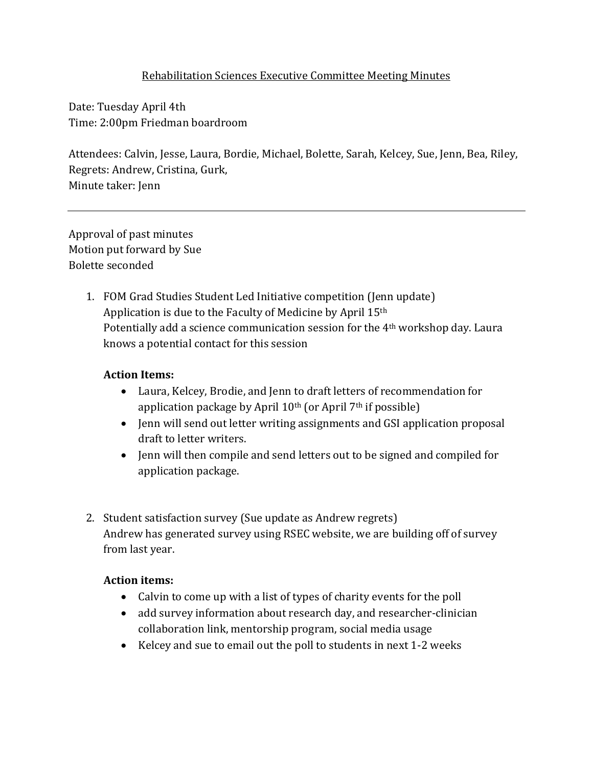# Rehabilitation Sciences Executive Committee Meeting Minutes

Date: Tuesday April 4th
Time: 2:00pm Friedman boardroom

Attendees: Calvin, Jesse, Laura, Bordie, Michael, Bolette, Sarah, Kelcey, Sue, Jenn, Bea, Riley,
Regrets: Andrew, Cristina, Gurk,
Minute taker: Jenn

---

Approval of past minutes
Motion put forward by Sue
Bolette seconded

1. FOM Grad Studies Student Led Initiative competition (Jenn update)
   Application is due to the Faculty of Medicine by April 15th
   Potentially add a science communication session for the 4th workshop day. Laura knows a potential contact for this session

   **Action Items:**
   - Laura, Kelcey, Brodie, and Jenn to draft letters of recommendation for application package by April 10th (or April 7th if possible)
   - Jenn will send out letter writing assignments and GSI application proposal draft to letter writers.
   - Jenn will then compile and send letters out to be signed and compiled for application package.

2. Student satisfaction survey (Sue update as Andrew regrets)
   Andrew has generated survey using RSEC website, we are building off of survey from last year.

   **Action items:**
   - Calvin to come up with a list of types of charity events for the poll
   - add survey information about research day, and researcher-clinician collaboration link, mentorship program, social media usage
   - Kelcey and sue to email out the poll to students in next 1-2 weeks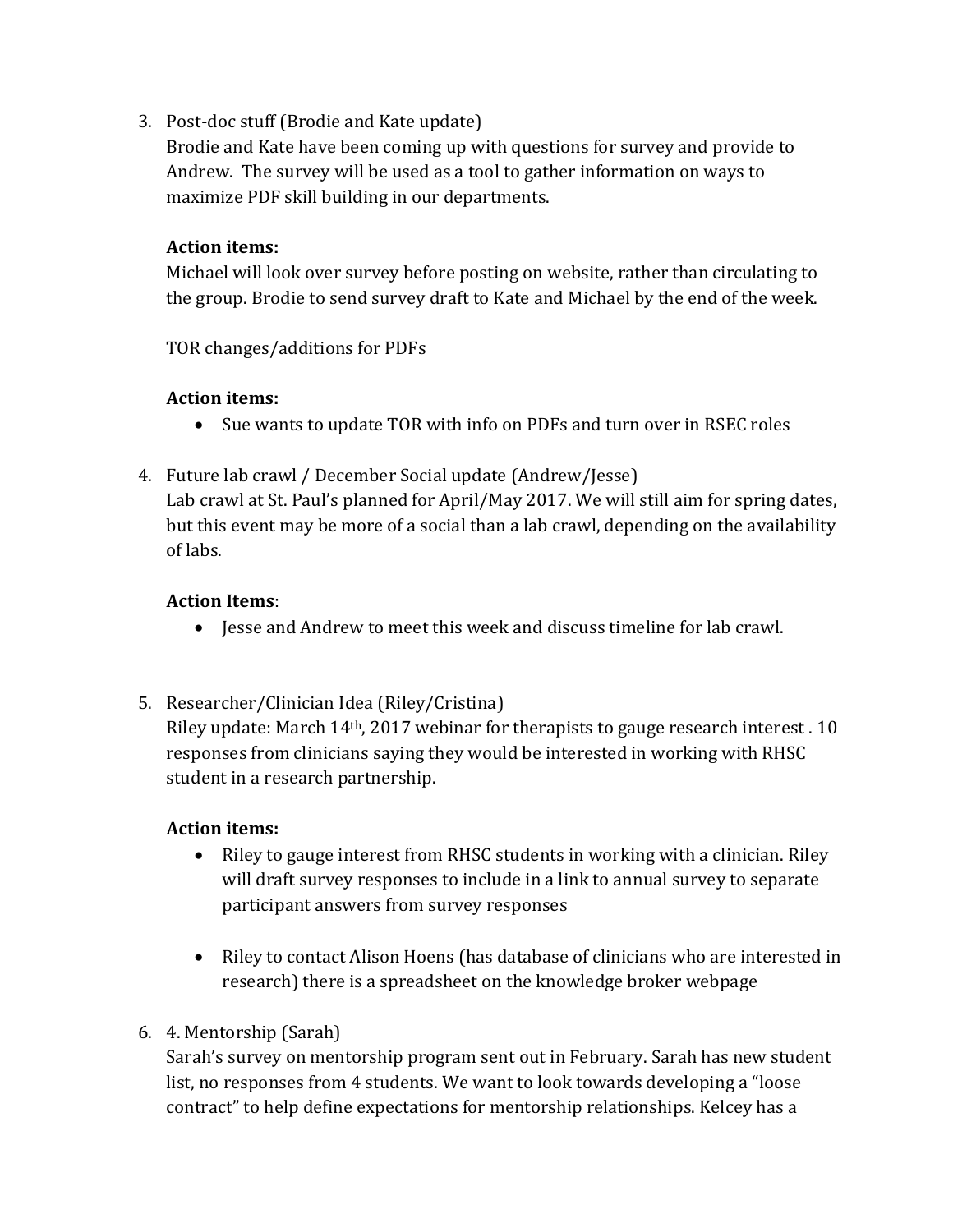3. Post-doc stuff (Brodie and Kate update)
   Brodie and Kate have been coming up with questions for survey and provide to Andrew. The survey will be used as a tool to gather information on ways to maximize PDF skill building in our departments.

   **Action items:**
   Michael will look over survey before posting on website, rather than circulating to the group. Brodie to send survey draft to Kate and Michael by the end of the week.

   TOR changes/additions for PDFs

   **Action items:**
   - Sue wants to update TOR with info on PDFs and turn over in RSEC roles

4. Future lab crawl / December Social update (Andrew/Jesse)
   Lab crawl at St. Paul's planned for April/May 2017. We will still aim for spring dates, but this event may be more of a social than a lab crawl, depending on the availability of labs.

   **Action Items**:
   - Jesse and Andrew to meet this week and discuss timeline for lab crawl.

5. Researcher/Clinician Idea (Riley/Cristina)
   Riley update: March 14th, 2017 webinar for therapists to gauge research interest . 10 responses from clinicians saying they would be interested in working with RHSC student in a research partnership.

   **Action items:**
   - Riley to gauge interest from RHSC students in working with a clinician. Riley will draft survey responses to include in a link to annual survey to separate participant answers from survey responses

   - Riley to contact Alison Hoens (has database of clinicians who are interested in research) there is a spreadsheet on the knowledge broker webpage

6. 4. Mentorship (Sarah)
   Sarah's survey on mentorship program sent out in February. Sarah has new student list, no responses from 4 students. We want to look towards developing a "loose contract" to help define expectations for mentorship relationships. Kelcey has a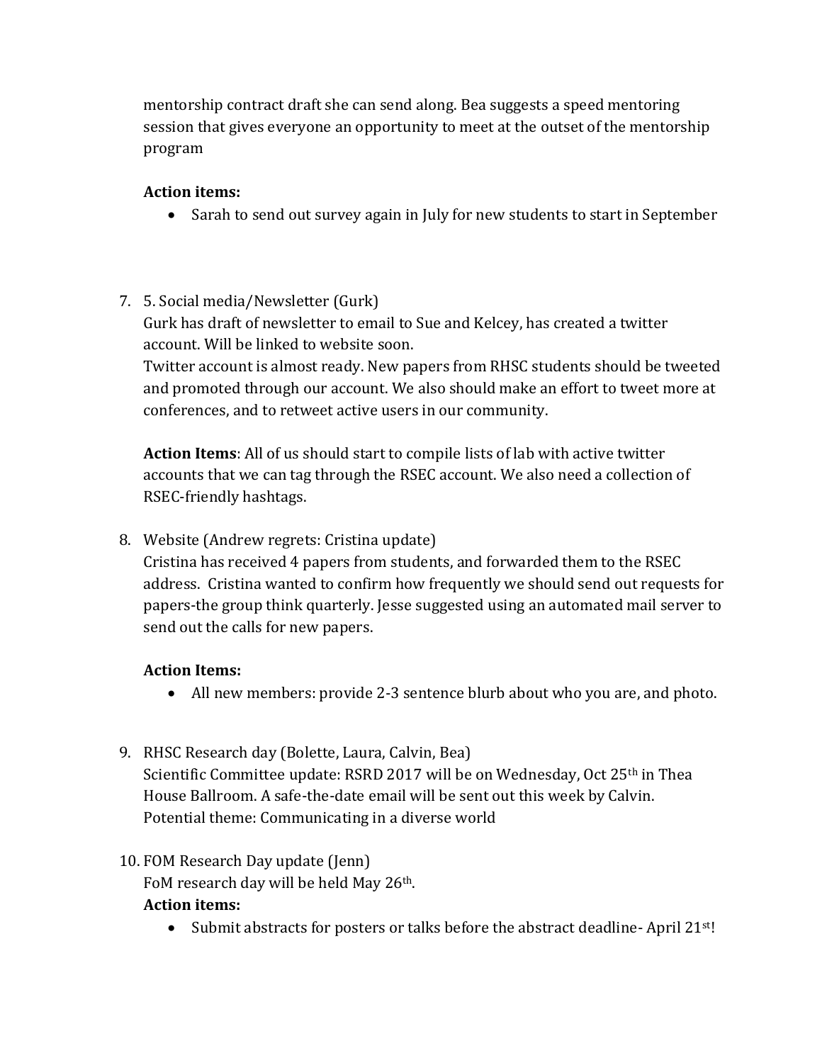mentorship contract draft she can send along. Bea suggests a speed mentoring session that gives everyone an opportunity to meet at the outset of the mentorship program

**Action items:**

- Sarah to send out survey again in July for new students to start in September

7. 5. Social media/Newsletter (Gurk)
   Gurk has draft of newsletter to email to Sue and Kelcey, has created a twitter account. Will be linked to website soon.
   Twitter account is almost ready. New papers from RHSC students should be tweeted and promoted through our account. We also should make an effort to tweet more at conferences, and to retweet active users in our community.

   **Action Items**: All of us should start to compile lists of lab with active twitter accounts that we can tag through the RSEC account. We also need a collection of RSEC-friendly hashtags.

8. Website (Andrew regrets: Cristina update)
   Cristina has received 4 papers from students, and forwarded them to the RSEC address. Cristina wanted to confirm how frequently we should send out requests for papers-the group think quarterly. Jesse suggested using an automated mail server to send out the calls for new papers.

   **Action Items:**

   - All new members: provide 2-3 sentence blurb about who you are, and photo.

9. RHSC Research day (Bolette, Laura, Calvin, Bea)
   Scientific Committee update: RSRD 2017 will be on Wednesday, Oct 25th in Thea House Ballroom. A safe-the-date email will be sent out this week by Calvin.
   Potential theme: Communicating in a diverse world

10. FOM Research Day update (Jenn)
    FoM research day will be held May 26th.
    **Action items:**

    - Submit abstracts for posters or talks before the abstract deadline- April 21st!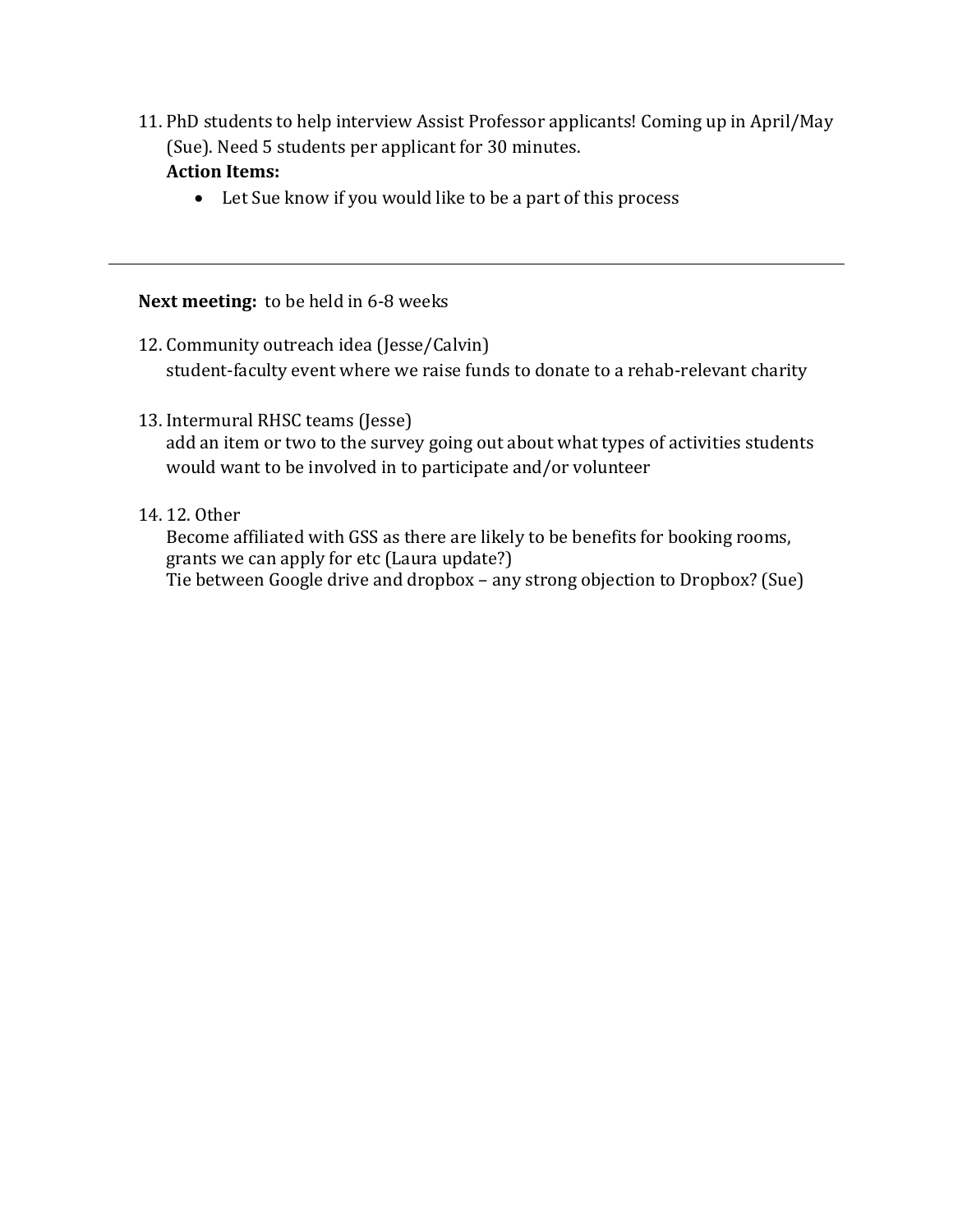11. PhD students to help interview Assist Professor applicants! Coming up in April/May (Sue). Need 5 students per applicant for 30 minutes.
   **Action Items:**
   - Let Sue know if you would like to be a part of this process

---

**Next meeting:** to be held in 6-8 weeks

12. Community outreach idea (Jesse/Calvin)
   student-faculty event where we raise funds to donate to a rehab-relevant charity

13. Intermural RHSC teams (Jesse)
   add an item or two to the survey going out about what types of activities students would want to be involved in to participate and/or volunteer

14. 12. Other
   Become affiliated with GSS as there are likely to be benefits for booking rooms, grants we can apply for etc (Laura update?)
   Tie between Google drive and dropbox – any strong objection to Dropbox? (Sue)